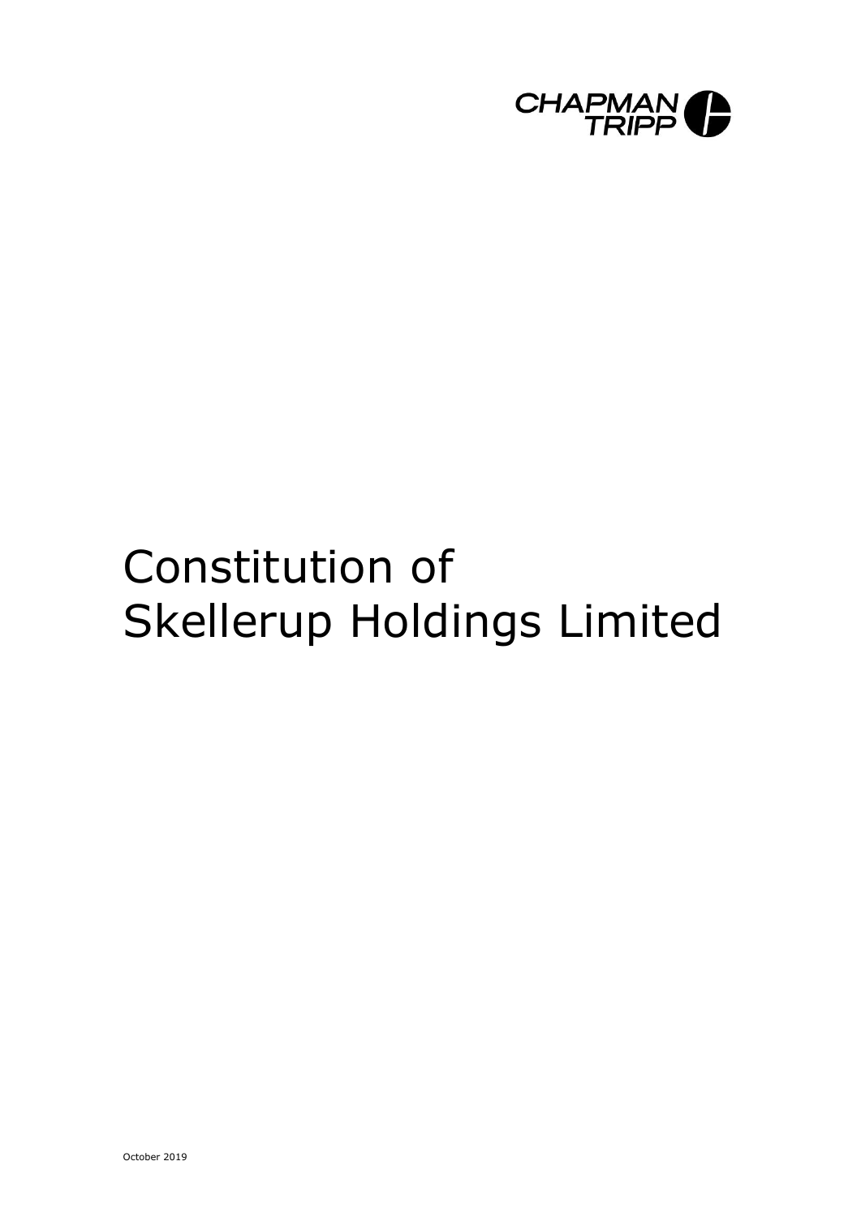CHAPMAN TRIPP

# Constitution of Skellerup Holdings Limited

October 2019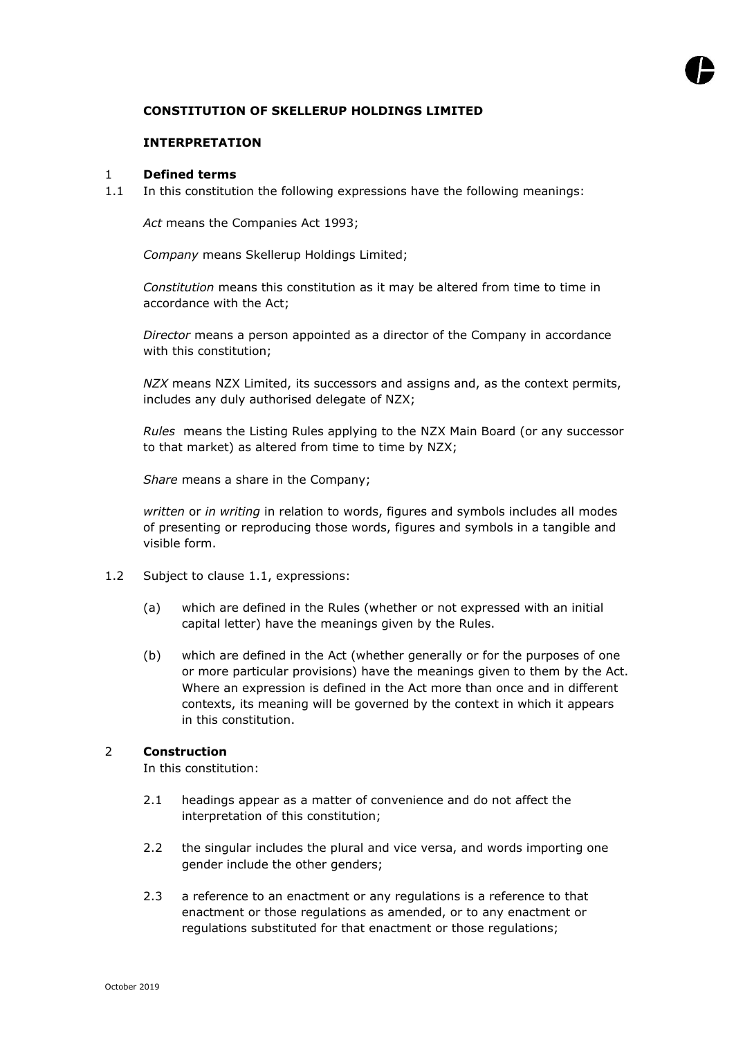**CONSTITUTION OF SKELLERUP HOLDINGS LIMITED**

**INTERPRETATION**

1 **Defined terms**

1.1 In this constitution the following expressions have the following meanings:

*Act* means the Companies Act 1993;

*Company* means Skellerup Holdings Limited;

*Constitution* means this constitution as it may be altered from time to time in accordance with the Act;

*Director* means a person appointed as a director of the Company in accordance with this constitution;

*NZX* means NZX Limited, its successors and assigns and, as the context permits, includes any duly authorised delegate of NZX;

*Rules* means the Listing Rules applying to the NZX Main Board (or any successor to that market) as altered from time to time by NZX;

*Share* means a share in the Company;

*written* or *in writing* in relation to words, figures and symbols includes all modes of presenting or reproducing those words, figures and symbols in a tangible and visible form.

1.2 Subject to clause 1.1, expressions:

(a) which are defined in the Rules (whether or not expressed with an initial capital letter) have the meanings given by the Rules.

(b) which are defined in the Act (whether generally or for the purposes of one or more particular provisions) have the meanings given to them by the Act. Where an expression is defined in the Act more than once and in different contexts, its meaning will be governed by the context in which it appears in this constitution.

2 **Construction**

In this constitution:

2.1 headings appear as a matter of convenience and do not affect the interpretation of this constitution;

2.2 the singular includes the plural and vice versa, and words importing one gender include the other genders;

2.3 a reference to an enactment or any regulations is a reference to that enactment or those regulations as amended, or to any enactment or regulations substituted for that enactment or those regulations;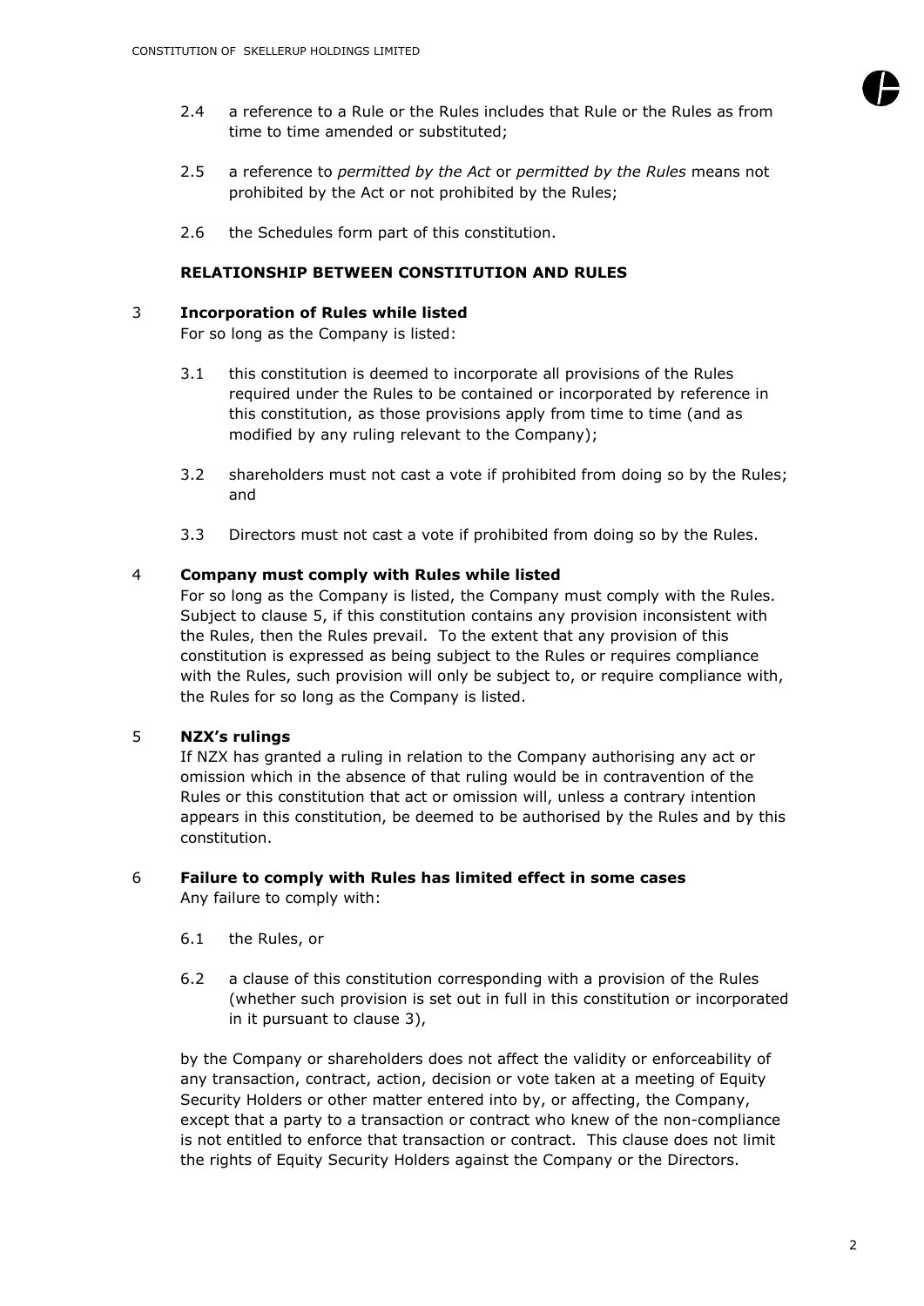2.4 a reference to a Rule or the Rules includes that Rule or the Rules as from time to time amended or substituted;

2.5 a reference to *permitted by the Act* or *permitted by the Rules* means not prohibited by the Act or not prohibited by the Rules;

2.6 the Schedules form part of this constitution.

**RELATIONSHIP BETWEEN CONSTITUTION AND RULES**

3 **Incorporation of Rules while listed**
For so long as the Company is listed:

3.1 this constitution is deemed to incorporate all provisions of the Rules required under the Rules to be contained or incorporated by reference in this constitution, as those provisions apply from time to time (and as modified by any ruling relevant to the Company);

3.2 shareholders must not cast a vote if prohibited from doing so by the Rules; and

3.3 Directors must not cast a vote if prohibited from doing so by the Rules.

4 **Company must comply with Rules while listed**
For so long as the Company is listed, the Company must comply with the Rules. Subject to clause 5, if this constitution contains any provision inconsistent with the Rules, then the Rules prevail. To the extent that any provision of this constitution is expressed as being subject to the Rules or requires compliance with the Rules, such provision will only be subject to, or require compliance with, the Rules for so long as the Company is listed.

5 **NZX's rulings**
If NZX has granted a ruling in relation to the Company authorising any act or omission which in the absence of that ruling would be in contravention of the Rules or this constitution that act or omission will, unless a contrary intention appears in this constitution, be deemed to be authorised by the Rules and by this constitution.

6 **Failure to comply with Rules has limited effect in some cases**
Any failure to comply with:

6.1 the Rules, or

6.2 a clause of this constitution corresponding with a provision of the Rules (whether such provision is set out in full in this constitution or incorporated in it pursuant to clause 3),

by the Company or shareholders does not affect the validity or enforceability of any transaction, contract, action, decision or vote taken at a meeting of Equity Security Holders or other matter entered into by, or affecting, the Company, except that a party to a transaction or contract who knew of the non-compliance is not entitled to enforce that transaction or contract. This clause does not limit the rights of Equity Security Holders against the Company or the Directors.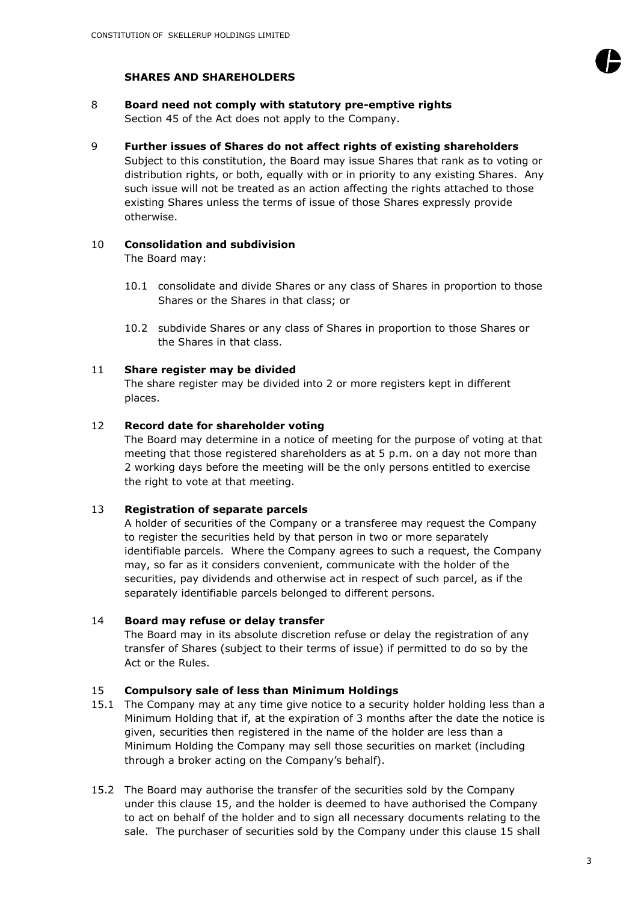## SHARES AND SHAREHOLDERS

8 **Board need not comply with statutory pre-emptive rights**
Section 45 of the Act does not apply to the Company.

9 **Further issues of Shares do not affect rights of existing shareholders**
Subject to this constitution, the Board may issue Shares that rank as to voting or distribution rights, or both, equally with or in priority to any existing Shares. Any such issue will not be treated as an action affecting the rights attached to those existing Shares unless the terms of issue of those Shares expressly provide otherwise.

10 **Consolidation and subdivision**
The Board may:

10.1 consolidate and divide Shares or any class of Shares in proportion to those Shares or the Shares in that class; or

10.2 subdivide Shares or any class of Shares in proportion to those Shares or the Shares in that class.

11 **Share register may be divided**
The share register may be divided into 2 or more registers kept in different places.

12 **Record date for shareholder voting**
The Board may determine in a notice of meeting for the purpose of voting at that meeting that those registered shareholders as at 5 p.m. on a day not more than 2 working days before the meeting will be the only persons entitled to exercise the right to vote at that meeting.

13 **Registration of separate parcels**
A holder of securities of the Company or a transferee may request the Company to register the securities held by that person in two or more separately identifiable parcels. Where the Company agrees to such a request, the Company may, so far as it considers convenient, communicate with the holder of the securities, pay dividends and otherwise act in respect of such parcel, as if the separately identifiable parcels belonged to different persons.

14 **Board may refuse or delay transfer**
The Board may in its absolute discretion refuse or delay the registration of any transfer of Shares (subject to their terms of issue) if permitted to do so by the Act or the Rules.

15 **Compulsory sale of less than Minimum Holdings**

15.1 The Company may at any time give notice to a security holder holding less than a Minimum Holding that if, at the expiration of 3 months after the date the notice is given, securities then registered in the name of the holder are less than a Minimum Holding the Company may sell those securities on market (including through a broker acting on the Company's behalf).

15.2 The Board may authorise the transfer of the securities sold by the Company under this clause 15, and the holder is deemed to have authorised the Company to act on behalf of the holder and to sign all necessary documents relating to the sale. The purchaser of securities sold by the Company under this clause 15 shall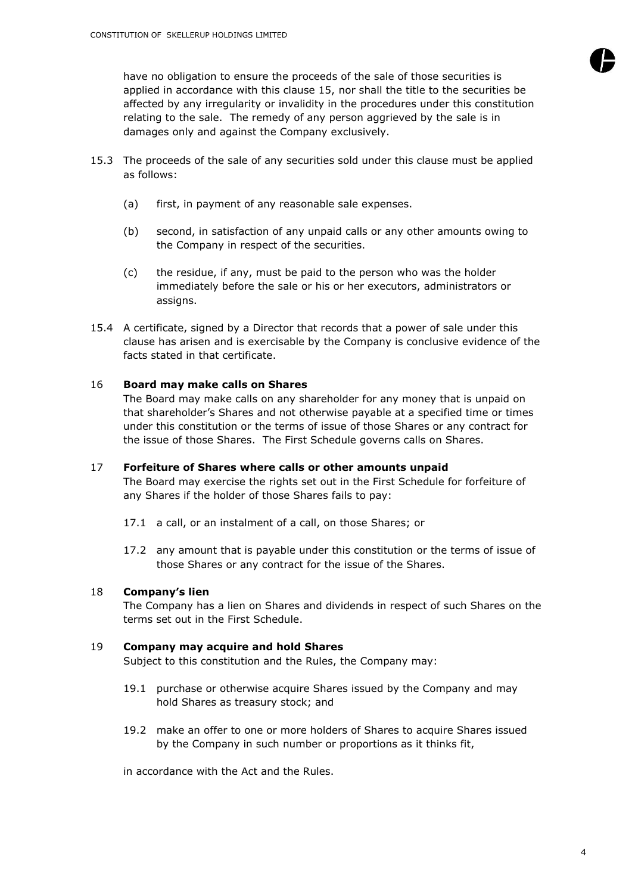have no obligation to ensure the proceeds of the sale of those securities is applied in accordance with this clause 15, nor shall the title to the securities be affected by any irregularity or invalidity in the procedures under this constitution relating to the sale. The remedy of any person aggrieved by the sale is in damages only and against the Company exclusively.

15.3 The proceeds of the sale of any securities sold under this clause must be applied as follows:

(a) first, in payment of any reasonable sale expenses.

(b) second, in satisfaction of any unpaid calls or any other amounts owing to the Company in respect of the securities.

(c) the residue, if any, must be paid to the person who was the holder immediately before the sale or his or her executors, administrators or assigns.

15.4 A certificate, signed by a Director that records that a power of sale under this clause has arisen and is exercisable by the Company is conclusive evidence of the facts stated in that certificate.

## 16 **Board may make calls on Shares**

The Board may make calls on any shareholder for any money that is unpaid on that shareholder's Shares and not otherwise payable at a specified time or times under this constitution or the terms of issue of those Shares or any contract for the issue of those Shares. The First Schedule governs calls on Shares.

## 17 **Forfeiture of Shares where calls or other amounts unpaid**

The Board may exercise the rights set out in the First Schedule for forfeiture of any Shares if the holder of those Shares fails to pay:

17.1 a call, or an instalment of a call, on those Shares; or

17.2 any amount that is payable under this constitution or the terms of issue of those Shares or any contract for the issue of the Shares.

## 18 **Company's lien**

The Company has a lien on Shares and dividends in respect of such Shares on the terms set out in the First Schedule.

## 19 **Company may acquire and hold Shares**

Subject to this constitution and the Rules, the Company may:

19.1 purchase or otherwise acquire Shares issued by the Company and may hold Shares as treasury stock; and

19.2 make an offer to one or more holders of Shares to acquire Shares issued by the Company in such number or proportions as it thinks fit,

in accordance with the Act and the Rules.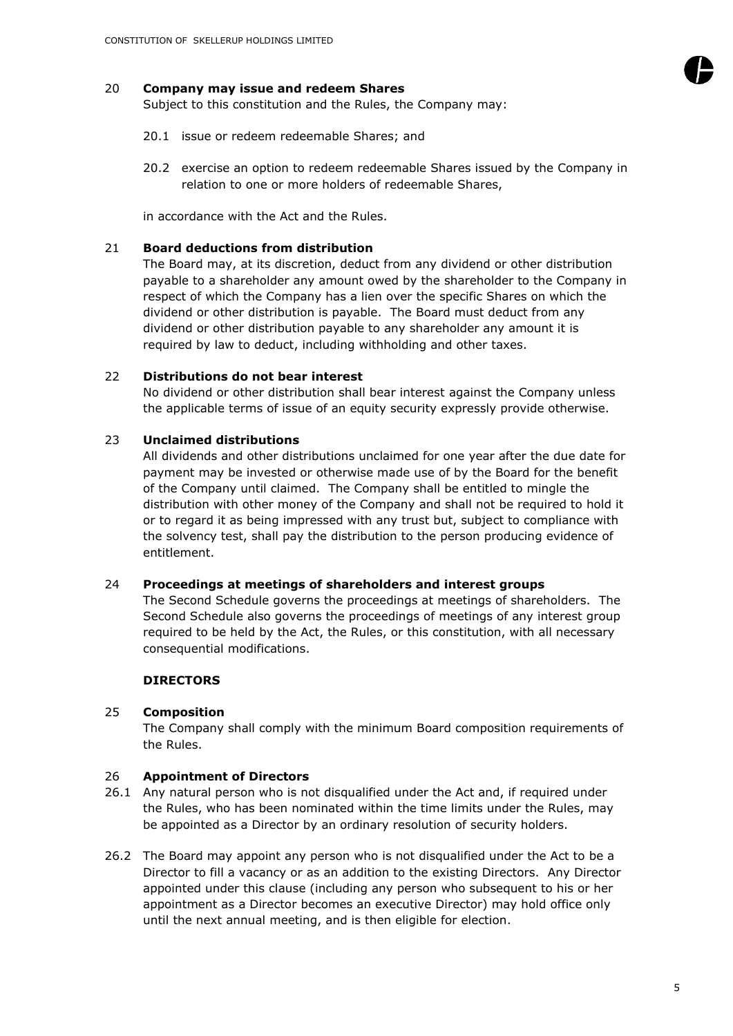## 20 Company may issue and redeem Shares

Subject to this constitution and the Rules, the Company may:

20.1 issue or redeem redeemable Shares; and

20.2 exercise an option to redeem redeemable Shares issued by the Company in relation to one or more holders of redeemable Shares,

in accordance with the Act and the Rules.

## 21 Board deductions from distribution

The Board may, at its discretion, deduct from any dividend or other distribution payable to a shareholder any amount owed by the shareholder to the Company in respect of which the Company has a lien over the specific Shares on which the dividend or other distribution is payable. The Board must deduct from any dividend or other distribution payable to any shareholder any amount it is required by law to deduct, including withholding and other taxes.

## 22 Distributions do not bear interest

No dividend or other distribution shall bear interest against the Company unless the applicable terms of issue of an equity security expressly provide otherwise.

## 23 Unclaimed distributions

All dividends and other distributions unclaimed for one year after the due date for payment may be invested or otherwise made use of by the Board for the benefit of the Company until claimed. The Company shall be entitled to mingle the distribution with other money of the Company and shall not be required to hold it or to regard it as being impressed with any trust but, subject to compliance with the solvency test, shall pay the distribution to the person producing evidence of entitlement.

## 24 Proceedings at meetings of shareholders and interest groups

The Second Schedule governs the proceedings at meetings of shareholders. The Second Schedule also governs the proceedings of meetings of any interest group required to be held by the Act, the Rules, or this constitution, with all necessary consequential modifications.

# DIRECTORS

## 25 Composition

The Company shall comply with the minimum Board composition requirements of the Rules.

## 26 Appointment of Directors

26.1 Any natural person who is not disqualified under the Act and, if required under the Rules, who has been nominated within the time limits under the Rules, may be appointed as a Director by an ordinary resolution of security holders.

26.2 The Board may appoint any person who is not disqualified under the Act to be a Director to fill a vacancy or as an addition to the existing Directors. Any Director appointed under this clause (including any person who subsequent to his or her appointment as a Director becomes an executive Director) may hold office only until the next annual meeting, and is then eligible for election.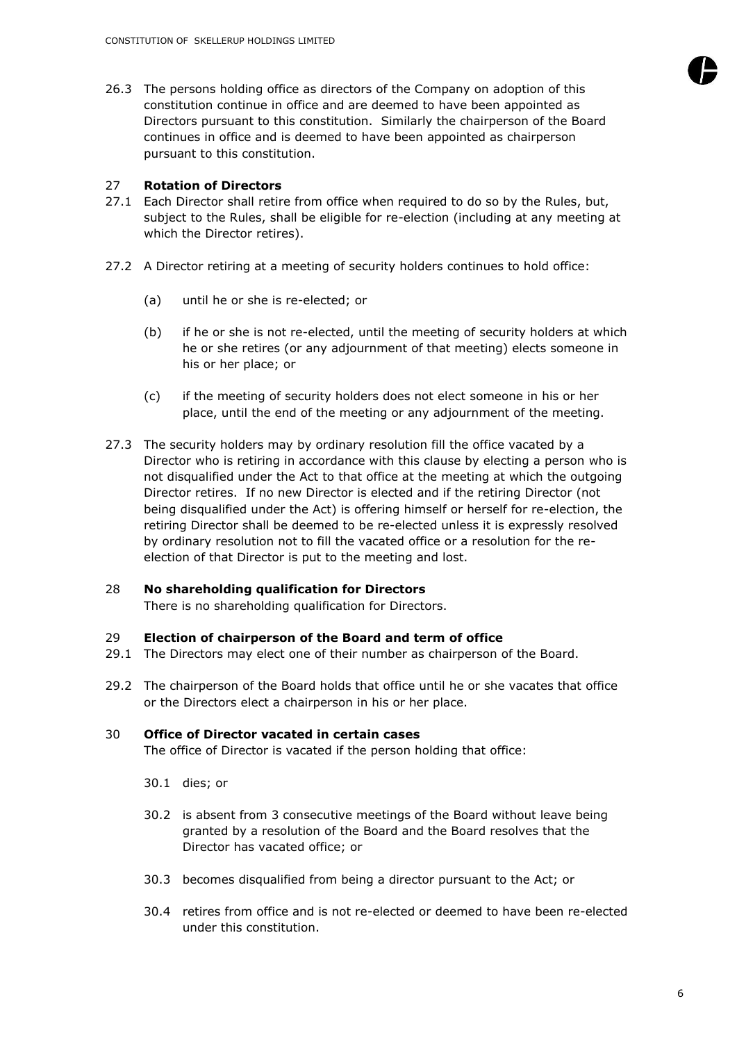26.3 The persons holding office as directors of the Company on adoption of this constitution continue in office and are deemed to have been appointed as Directors pursuant to this constitution. Similarly the chairperson of the Board continues in office and is deemed to have been appointed as chairperson pursuant to this constitution.

## 27 Rotation of Directors

27.1 Each Director shall retire from office when required to do so by the Rules, but, subject to the Rules, shall be eligible for re-election (including at any meeting at which the Director retires).

27.2 A Director retiring at a meeting of security holders continues to hold office:

(a) until he or she is re-elected; or

(b) if he or she is not re-elected, until the meeting of security holders at which he or she retires (or any adjournment of that meeting) elects someone in his or her place; or

(c) if the meeting of security holders does not elect someone in his or her place, until the end of the meeting or any adjournment of the meeting.

27.3 The security holders may by ordinary resolution fill the office vacated by a Director who is retiring in accordance with this clause by electing a person who is not disqualified under the Act to that office at the meeting at which the outgoing Director retires. If no new Director is elected and if the retiring Director (not being disqualified under the Act) is offering himself or herself for re-election, the retiring Director shall be deemed to be re-elected unless it is expressly resolved by ordinary resolution not to fill the vacated office or a resolution for the re-election of that Director is put to the meeting and lost.

## 28 No shareholding qualification for Directors

There is no shareholding qualification for Directors.

## 29 Election of chairperson of the Board and term of office

29.1 The Directors may elect one of their number as chairperson of the Board.

29.2 The chairperson of the Board holds that office until he or she vacates that office or the Directors elect a chairperson in his or her place.

## 30 Office of Director vacated in certain cases

The office of Director is vacated if the person holding that office:

30.1 dies; or

30.2 is absent from 3 consecutive meetings of the Board without leave being granted by a resolution of the Board and the Board resolves that the Director has vacated office; or

30.3 becomes disqualified from being a director pursuant to the Act; or

30.4 retires from office and is not re-elected or deemed to have been re-elected under this constitution.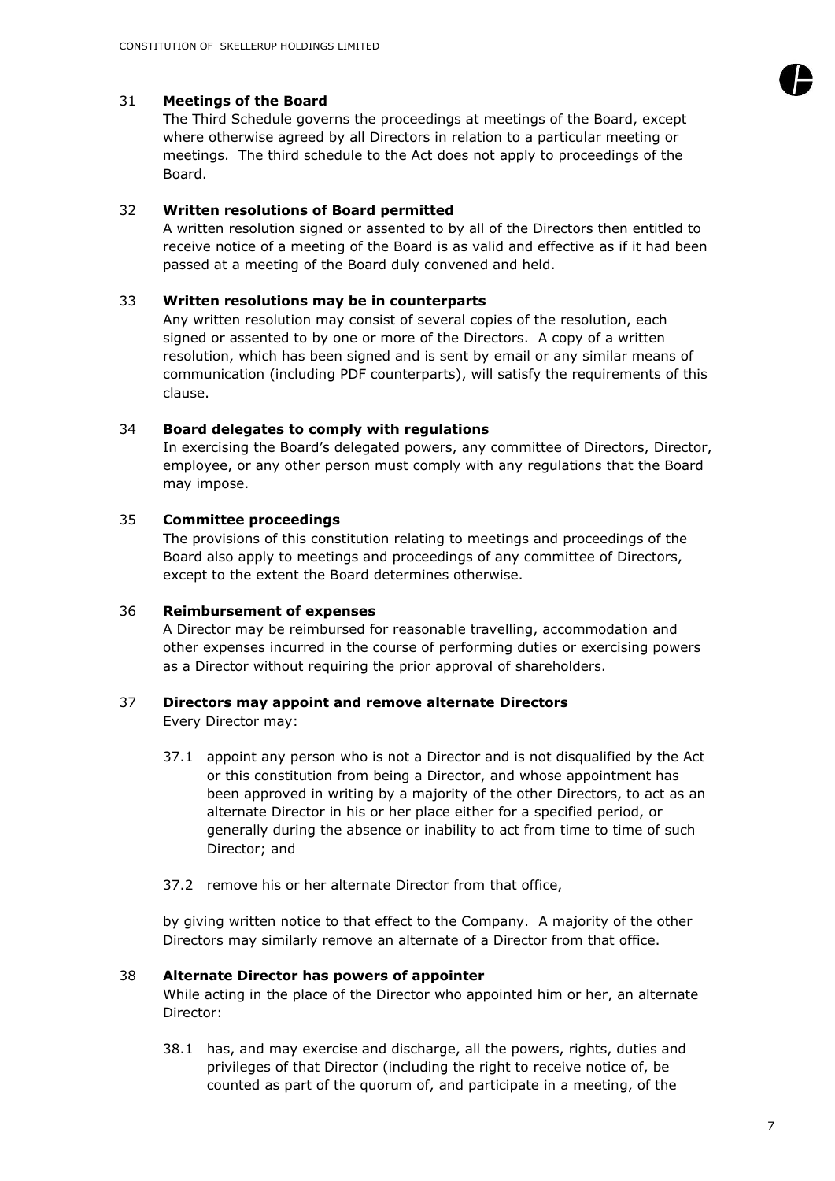## 31 Meetings of the Board

The Third Schedule governs the proceedings at meetings of the Board, except where otherwise agreed by all Directors in relation to a particular meeting or meetings. The third schedule to the Act does not apply to proceedings of the Board.

## 32 Written resolutions of Board permitted

A written resolution signed or assented to by all of the Directors then entitled to receive notice of a meeting of the Board is as valid and effective as if it had been passed at a meeting of the Board duly convened and held.

## 33 Written resolutions may be in counterparts

Any written resolution may consist of several copies of the resolution, each signed or assented to by one or more of the Directors. A copy of a written resolution, which has been signed and is sent by email or any similar means of communication (including PDF counterparts), will satisfy the requirements of this clause.

## 34 Board delegates to comply with regulations

In exercising the Board's delegated powers, any committee of Directors, Director, employee, or any other person must comply with any regulations that the Board may impose.

## 35 Committee proceedings

The provisions of this constitution relating to meetings and proceedings of the Board also apply to meetings and proceedings of any committee of Directors, except to the extent the Board determines otherwise.

## 36 Reimbursement of expenses

A Director may be reimbursed for reasonable travelling, accommodation and other expenses incurred in the course of performing duties or exercising powers as a Director without requiring the prior approval of shareholders.

## 37 Directors may appoint and remove alternate Directors

Every Director may:

37.1 appoint any person who is not a Director and is not disqualified by the Act or this constitution from being a Director, and whose appointment has been approved in writing by a majority of the other Directors, to act as an alternate Director in his or her place either for a specified period, or generally during the absence or inability to act from time to time of such Director; and

37.2 remove his or her alternate Director from that office,

by giving written notice to that effect to the Company. A majority of the other Directors may similarly remove an alternate of a Director from that office.

## 38 Alternate Director has powers of appointer

While acting in the place of the Director who appointed him or her, an alternate Director:

38.1 has, and may exercise and discharge, all the powers, rights, duties and privileges of that Director (including the right to receive notice of, be counted as part of the quorum of, and participate in a meeting, of the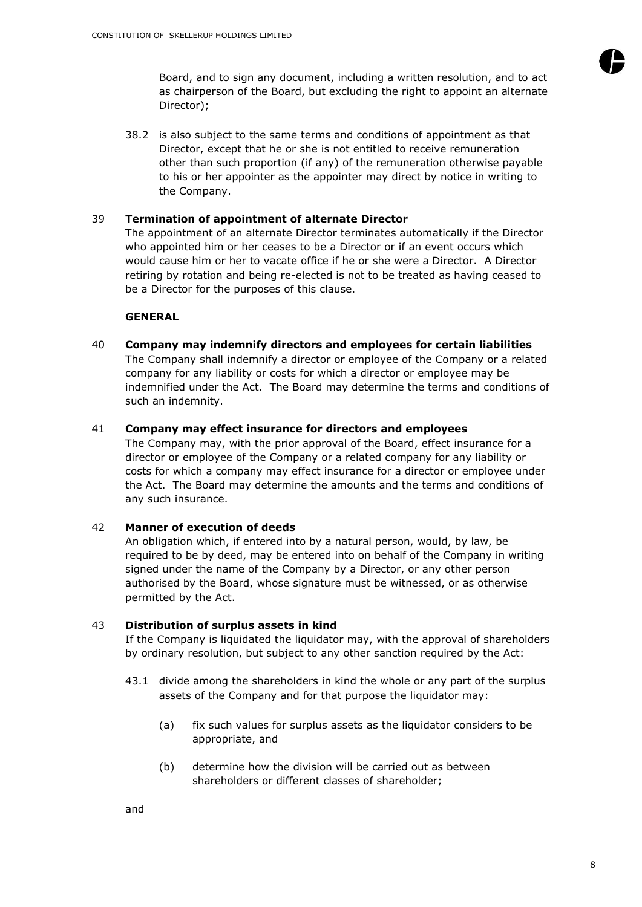Board, and to sign any document, including a written resolution, and to act as chairperson of the Board, but excluding the right to appoint an alternate Director);

38.2 is also subject to the same terms and conditions of appointment as that Director, except that he or she is not entitled to receive remuneration other than such proportion (if any) of the remuneration otherwise payable to his or her appointer as the appointer may direct by notice in writing to the Company.

39 **Termination of appointment of alternate Director**

The appointment of an alternate Director terminates automatically if the Director who appointed him or her ceases to be a Director or if an event occurs which would cause him or her to vacate office if he or she were a Director. A Director retiring by rotation and being re-elected is not to be treated as having ceased to be a Director for the purposes of this clause.

**GENERAL**

40 **Company may indemnify directors and employees for certain liabilities**

The Company shall indemnify a director or employee of the Company or a related company for any liability or costs for which a director or employee may be indemnified under the Act. The Board may determine the terms and conditions of such an indemnity.

41 **Company may effect insurance for directors and employees**

The Company may, with the prior approval of the Board, effect insurance for a director or employee of the Company or a related company for any liability or costs for which a company may effect insurance for a director or employee under the Act. The Board may determine the amounts and the terms and conditions of any such insurance.

42 **Manner of execution of deeds**

An obligation which, if entered into by a natural person, would, by law, be required to be by deed, may be entered into on behalf of the Company in writing signed under the name of the Company by a Director, or any other person authorised by the Board, whose signature must be witnessed, or as otherwise permitted by the Act.

43 **Distribution of surplus assets in kind**

If the Company is liquidated the liquidator may, with the approval of shareholders by ordinary resolution, but subject to any other sanction required by the Act:

43.1 divide among the shareholders in kind the whole or any part of the surplus assets of the Company and for that purpose the liquidator may:

(a) fix such values for surplus assets as the liquidator considers to be appropriate, and

(b) determine how the division will be carried out as between shareholders or different classes of shareholder;

and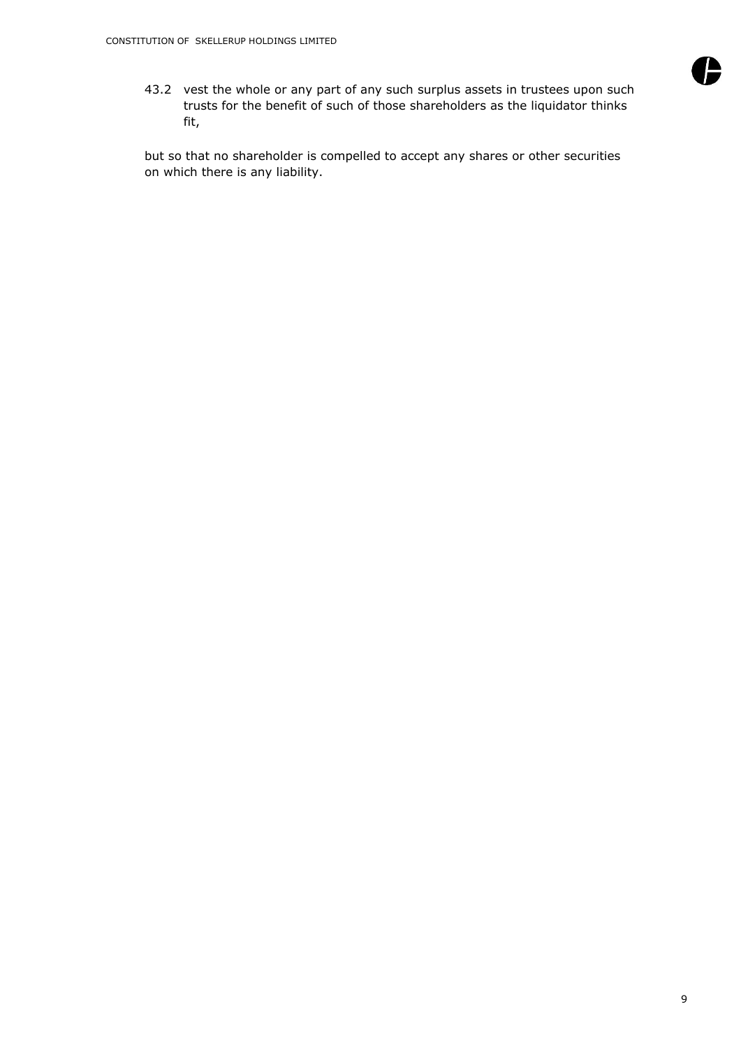43.2 vest the whole or any part of any such surplus assets in trustees upon such trusts for the benefit of such of those shareholders as the liquidator thinks fit,

but so that no shareholder is compelled to accept any shares or other securities on which there is any liability.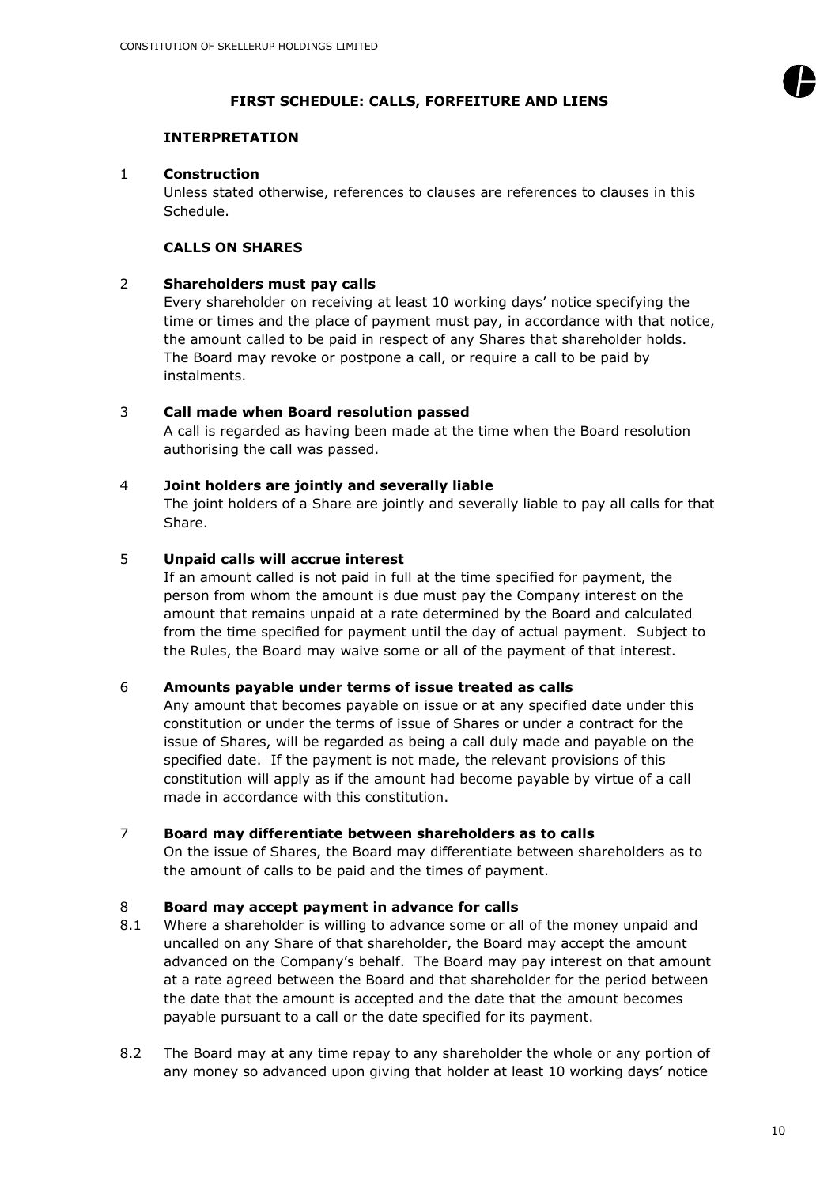## FIRST SCHEDULE: CALLS, FORFEITURE AND LIENS

### INTERPRETATION

1 **Construction**

Unless stated otherwise, references to clauses are references to clauses in this Schedule.

### CALLS ON SHARES

2 **Shareholders must pay calls**

Every shareholder on receiving at least 10 working days' notice specifying the time or times and the place of payment must pay, in accordance with that notice, the amount called to be paid in respect of any Shares that shareholder holds. The Board may revoke or postpone a call, or require a call to be paid by instalments.

3 **Call made when Board resolution passed**

A call is regarded as having been made at the time when the Board resolution authorising the call was passed.

4 **Joint holders are jointly and severally liable**

The joint holders of a Share are jointly and severally liable to pay all calls for that Share.

5 **Unpaid calls will accrue interest**

If an amount called is not paid in full at the time specified for payment, the person from whom the amount is due must pay the Company interest on the amount that remains unpaid at a rate determined by the Board and calculated from the time specified for payment until the day of actual payment. Subject to the Rules, the Board may waive some or all of the payment of that interest.

6 **Amounts payable under terms of issue treated as calls**

Any amount that becomes payable on issue or at any specified date under this constitution or under the terms of issue of Shares or under a contract for the issue of Shares, will be regarded as being a call duly made and payable on the specified date. If the payment is not made, the relevant provisions of this constitution will apply as if the amount had become payable by virtue of a call made in accordance with this constitution.

7 **Board may differentiate between shareholders as to calls**

On the issue of Shares, the Board may differentiate between shareholders as to the amount of calls to be paid and the times of payment.

8 **Board may accept payment in advance for calls**

8.1 Where a shareholder is willing to advance some or all of the money unpaid and uncalled on any Share of that shareholder, the Board may accept the amount advanced on the Company's behalf. The Board may pay interest on that amount at a rate agreed between the Board and that shareholder for the period between the date that the amount is accepted and the date that the amount becomes payable pursuant to a call or the date specified for its payment.

8.2 The Board may at any time repay to any shareholder the whole or any portion of any money so advanced upon giving that holder at least 10 working days' notice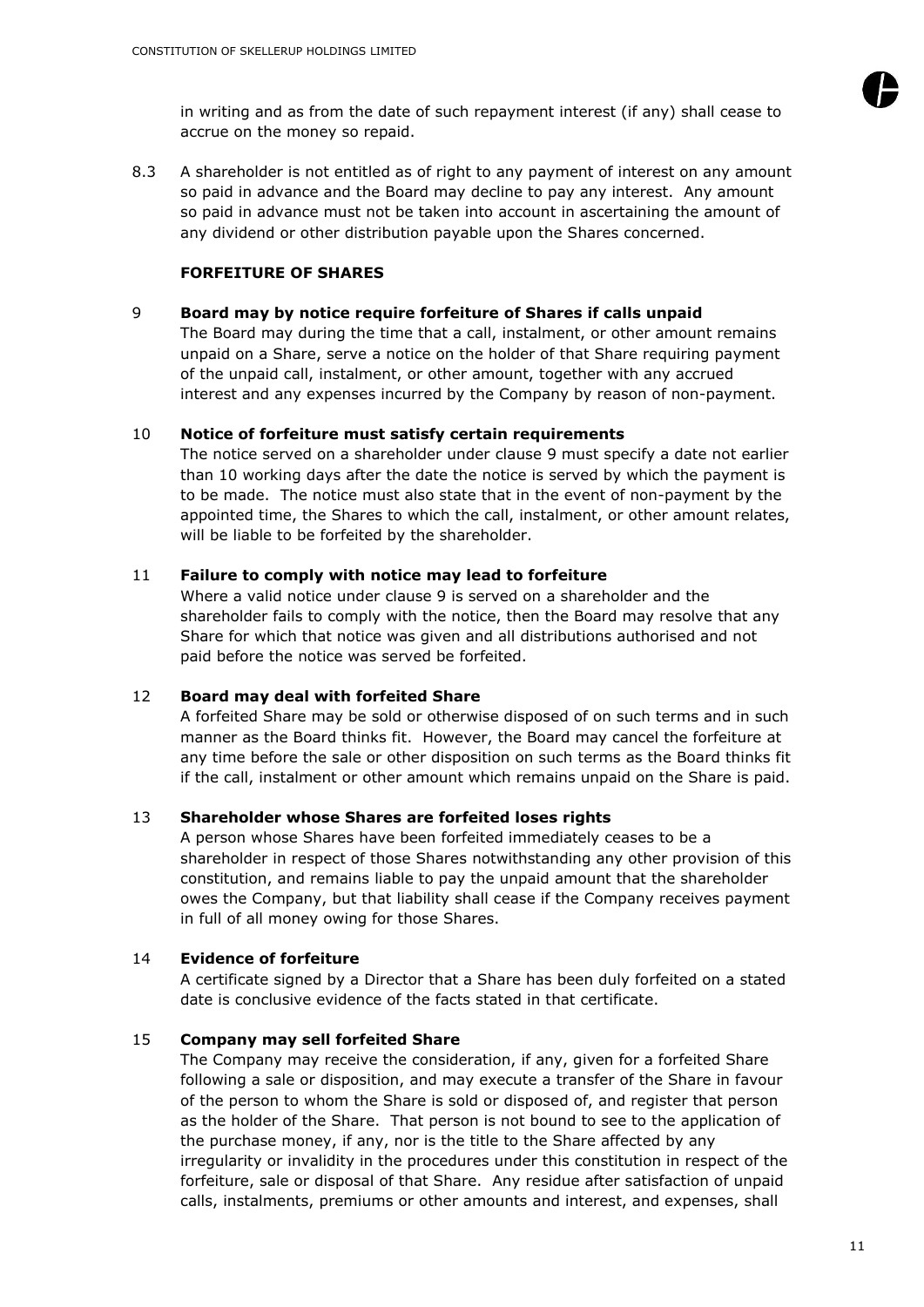in writing and as from the date of such repayment interest (if any) shall cease to accrue on the money so repaid.

8.3 A shareholder is not entitled as of right to any payment of interest on any amount so paid in advance and the Board may decline to pay any interest. Any amount so paid in advance must not be taken into account in ascertaining the amount of any dividend or other distribution payable upon the Shares concerned.

**FORFEITURE OF SHARES**

**9 Board may by notice require forfeiture of Shares if calls unpaid**

The Board may during the time that a call, instalment, or other amount remains unpaid on a Share, serve a notice on the holder of that Share requiring payment of the unpaid call, instalment, or other amount, together with any accrued interest and any expenses incurred by the Company by reason of non-payment.

**10 Notice of forfeiture must satisfy certain requirements**

The notice served on a shareholder under clause 9 must specify a date not earlier than 10 working days after the date the notice is served by which the payment is to be made. The notice must also state that in the event of non-payment by the appointed time, the Shares to which the call, instalment, or other amount relates, will be liable to be forfeited by the shareholder.

**11 Failure to comply with notice may lead to forfeiture**

Where a valid notice under clause 9 is served on a shareholder and the shareholder fails to comply with the notice, then the Board may resolve that any Share for which that notice was given and all distributions authorised and not paid before the notice was served be forfeited.

**12 Board may deal with forfeited Share**

A forfeited Share may be sold or otherwise disposed of on such terms and in such manner as the Board thinks fit. However, the Board may cancel the forfeiture at any time before the sale or other disposition on such terms as the Board thinks fit if the call, instalment or other amount which remains unpaid on the Share is paid.

**13 Shareholder whose Shares are forfeited loses rights**

A person whose Shares have been forfeited immediately ceases to be a shareholder in respect of those Shares notwithstanding any other provision of this constitution, and remains liable to pay the unpaid amount that the shareholder owes the Company, but that liability shall cease if the Company receives payment in full of all money owing for those Shares.

**14 Evidence of forfeiture**

A certificate signed by a Director that a Share has been duly forfeited on a stated date is conclusive evidence of the facts stated in that certificate.

**15 Company may sell forfeited Share**

The Company may receive the consideration, if any, given for a forfeited Share following a sale or disposition, and may execute a transfer of the Share in favour of the person to whom the Share is sold or disposed of, and register that person as the holder of the Share. That person is not bound to see to the application of the purchase money, if any, nor is the title to the Share affected by any irregularity or invalidity in the procedures under this constitution in respect of the forfeiture, sale or disposal of that Share. Any residue after satisfaction of unpaid calls, instalments, premiums or other amounts and interest, and expenses, shall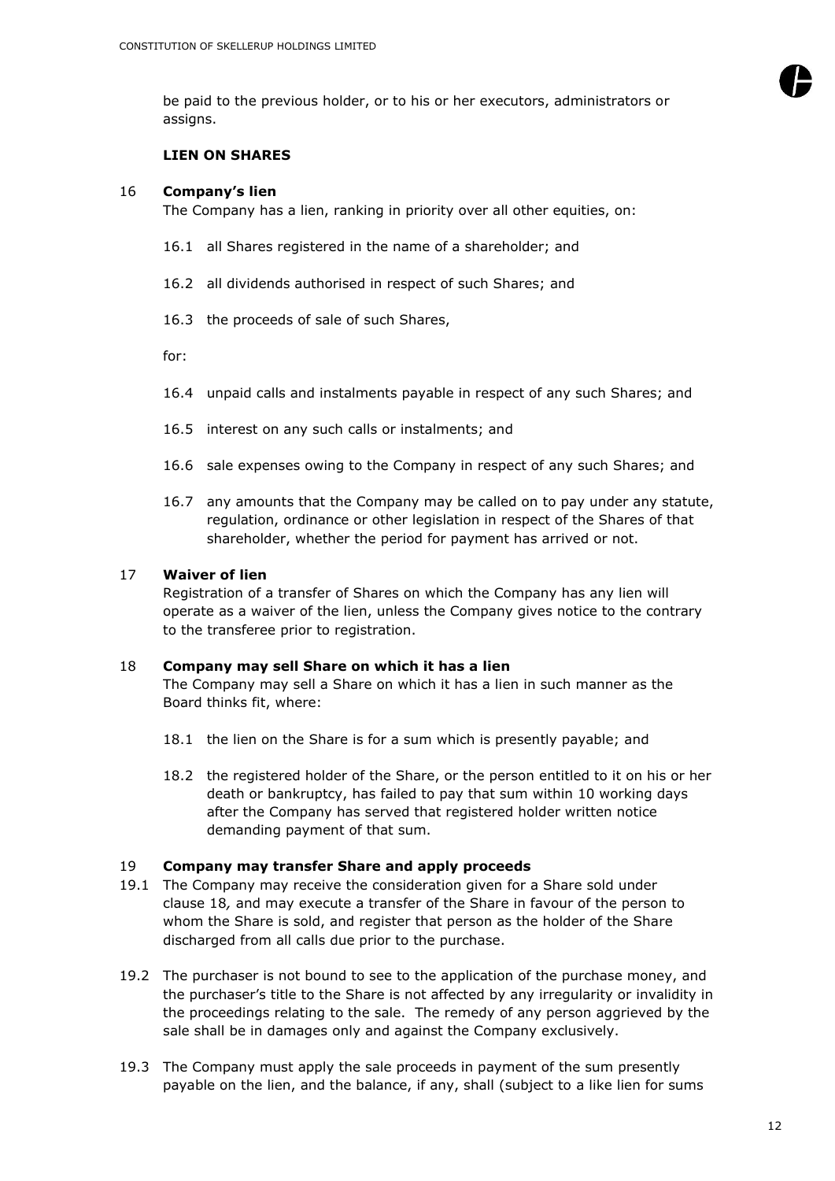be paid to the previous holder, or to his or her executors, administrators or assigns.

**LIEN ON SHARES**

### 16 Company's lien

The Company has a lien, ranking in priority over all other equities, on:

16.1 all Shares registered in the name of a shareholder; and

16.2 all dividends authorised in respect of such Shares; and

16.3 the proceeds of sale of such Shares,

for:

16.4 unpaid calls and instalments payable in respect of any such Shares; and

16.5 interest on any such calls or instalments; and

16.6 sale expenses owing to the Company in respect of any such Shares; and

16.7 any amounts that the Company may be called on to pay under any statute, regulation, ordinance or other legislation in respect of the Shares of that shareholder, whether the period for payment has arrived or not.

### 17 Waiver of lien

Registration of a transfer of Shares on which the Company has any lien will operate as a waiver of the lien, unless the Company gives notice to the contrary to the transferee prior to registration.

### 18 Company may sell Share on which it has a lien

The Company may sell a Share on which it has a lien in such manner as the Board thinks fit, where:

18.1 the lien on the Share is for a sum which is presently payable; and

18.2 the registered holder of the Share, or the person entitled to it on his or her death or bankruptcy, has failed to pay that sum within 10 working days after the Company has served that registered holder written notice demanding payment of that sum.

### 19 Company may transfer Share and apply proceeds

19.1 The Company may receive the consideration given for a Share sold under clause 18*,* and may execute a transfer of the Share in favour of the person to whom the Share is sold, and register that person as the holder of the Share discharged from all calls due prior to the purchase.

19.2 The purchaser is not bound to see to the application of the purchase money, and the purchaser's title to the Share is not affected by any irregularity or invalidity in the proceedings relating to the sale. The remedy of any person aggrieved by the sale shall be in damages only and against the Company exclusively.

19.3 The Company must apply the sale proceeds in payment of the sum presently payable on the lien, and the balance, if any, shall (subject to a like lien for sums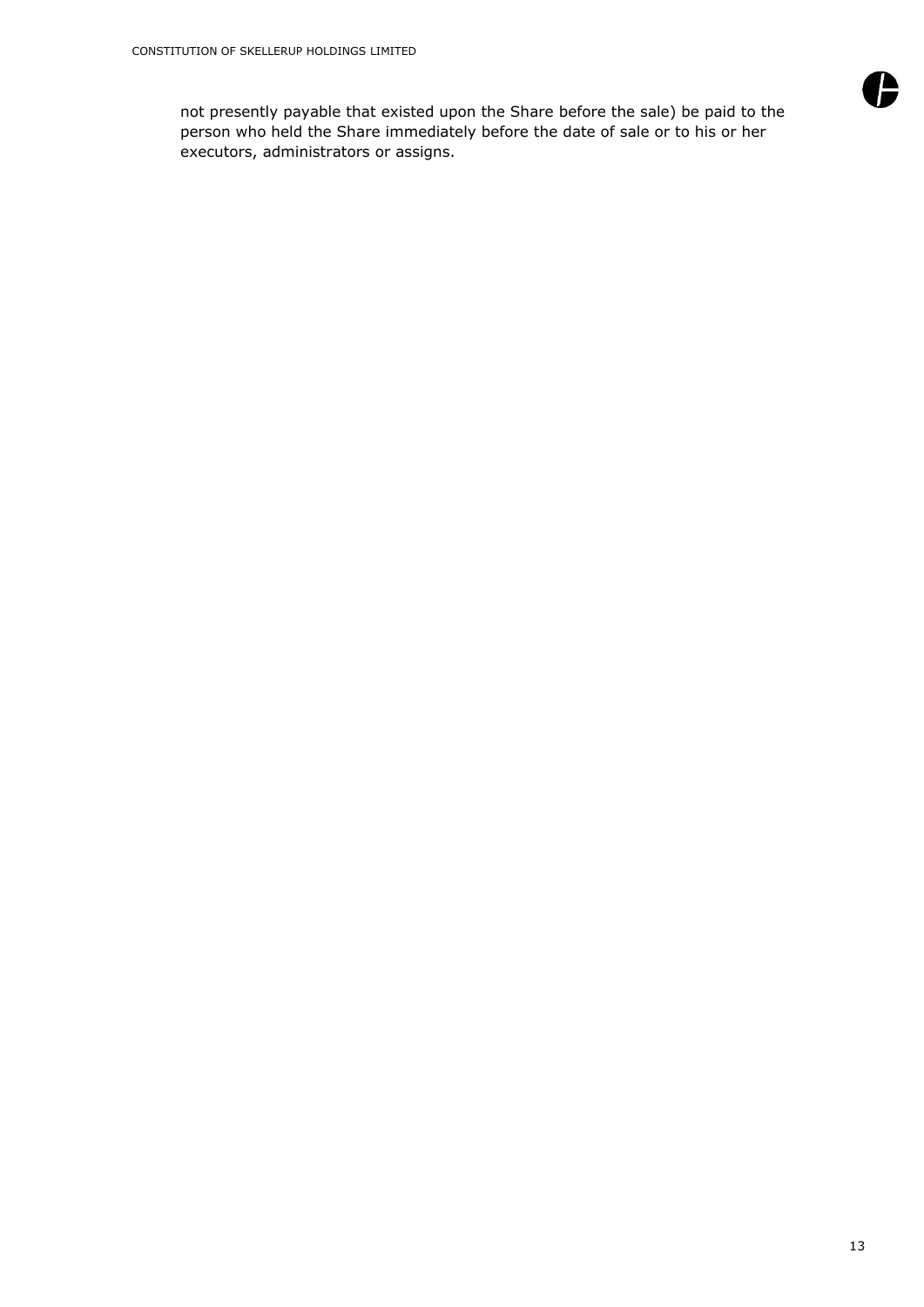not presently payable that existed upon the Share before the sale) be paid to the person who held the Share immediately before the date of sale or to his or her executors, administrators or assigns.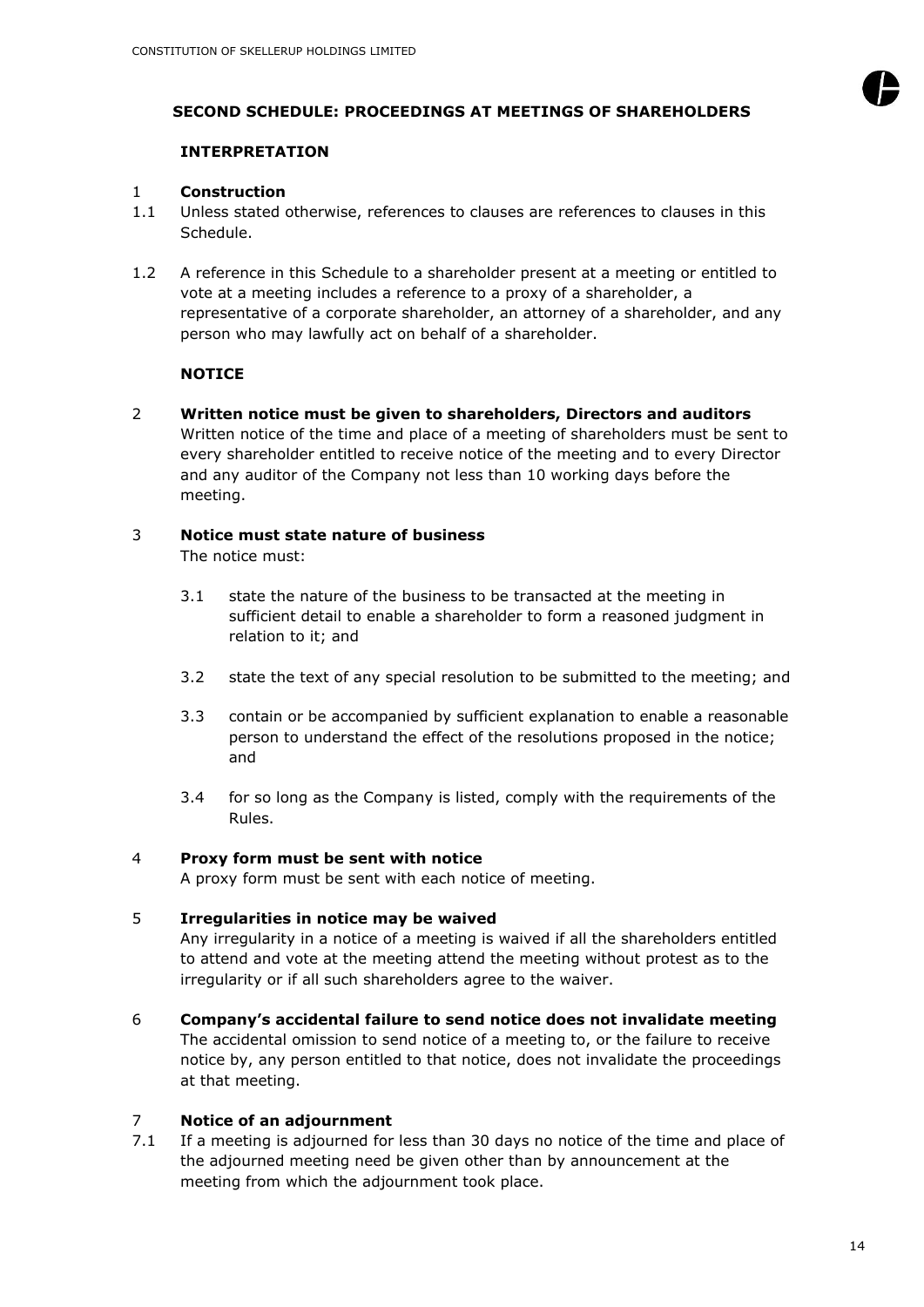## SECOND SCHEDULE: PROCEEDINGS AT MEETINGS OF SHAREHOLDERS

### INTERPRETATION

**1 Construction**

1.1 Unless stated otherwise, references to clauses are references to clauses in this Schedule.

1.2 A reference in this Schedule to a shareholder present at a meeting or entitled to vote at a meeting includes a reference to a proxy of a shareholder, a representative of a corporate shareholder, an attorney of a shareholder, and any person who may lawfully act on behalf of a shareholder.

### NOTICE

**2 Written notice must be given to shareholders, Directors and auditors**

Written notice of the time and place of a meeting of shareholders must be sent to every shareholder entitled to receive notice of the meeting and to every Director and any auditor of the Company not less than 10 working days before the meeting.

**3 Notice must state nature of business**

The notice must:

3.1 state the nature of the business to be transacted at the meeting in sufficient detail to enable a shareholder to form a reasoned judgment in relation to it; and

3.2 state the text of any special resolution to be submitted to the meeting; and

3.3 contain or be accompanied by sufficient explanation to enable a reasonable person to understand the effect of the resolutions proposed in the notice; and

3.4 for so long as the Company is listed, comply with the requirements of the Rules.

**4 Proxy form must be sent with notice**

A proxy form must be sent with each notice of meeting.

**5 Irregularities in notice may be waived**

Any irregularity in a notice of a meeting is waived if all the shareholders entitled to attend and vote at the meeting attend the meeting without protest as to the irregularity or if all such shareholders agree to the waiver.

**6 Company's accidental failure to send notice does not invalidate meeting**

The accidental omission to send notice of a meeting to, or the failure to receive notice by, any person entitled to that notice, does not invalidate the proceedings at that meeting.

**7 Notice of an adjournment**

7.1 If a meeting is adjourned for less than 30 days no notice of the time and place of the adjourned meeting need be given other than by announcement at the meeting from which the adjournment took place.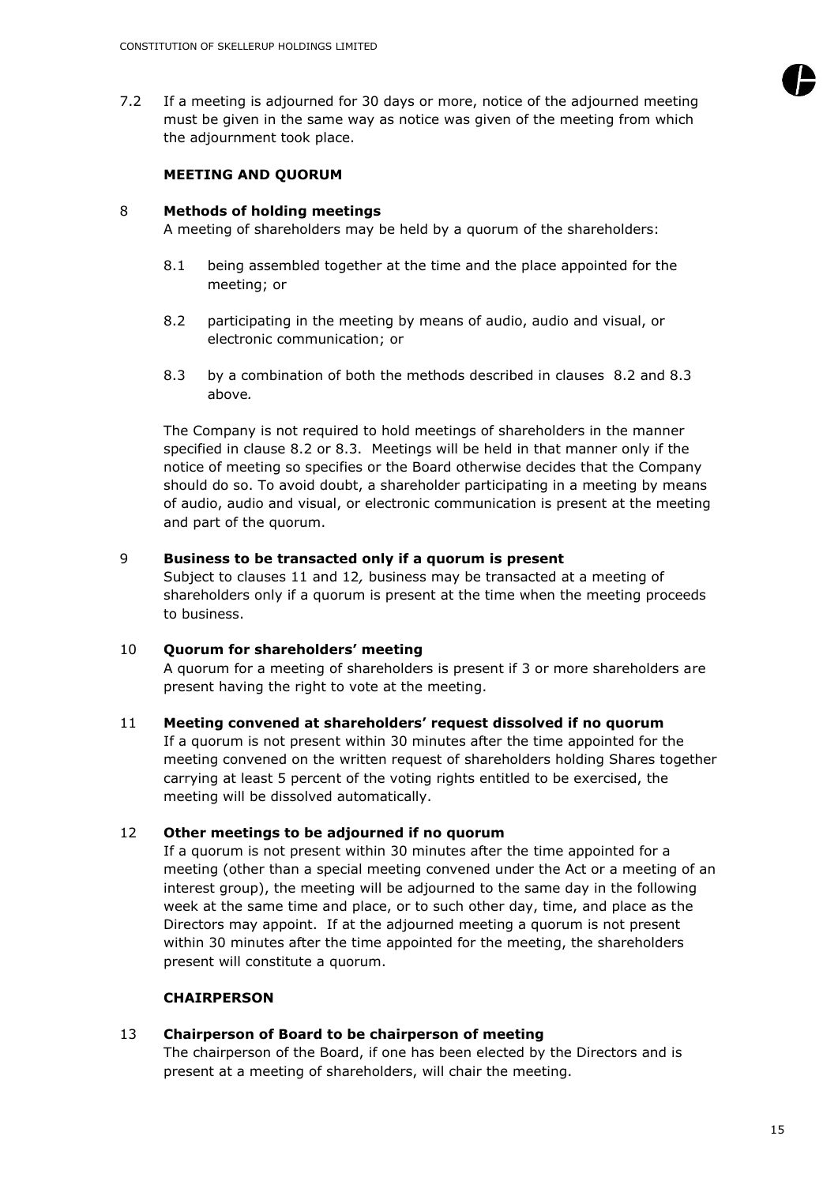7.2 If a meeting is adjourned for 30 days or more, notice of the adjourned meeting must be given in the same way as notice was given of the meeting from which the adjournment took place.

**MEETING AND QUORUM**

**8 Methods of holding meetings**

A meeting of shareholders may be held by a quorum of the shareholders:

8.1 being assembled together at the time and the place appointed for the meeting; or

8.2 participating in the meeting by means of audio, audio and visual, or electronic communication; or

8.3 by a combination of both the methods described in clauses 8.2 and 8.3 above.

The Company is not required to hold meetings of shareholders in the manner specified in clause 8.2 or 8.3. Meetings will be held in that manner only if the notice of meeting so specifies or the Board otherwise decides that the Company should do so. To avoid doubt, a shareholder participating in a meeting by means of audio, audio and visual, or electronic communication is present at the meeting and part of the quorum.

**9 Business to be transacted only if a quorum is present**

Subject to clauses 11 and 12*,* business may be transacted at a meeting of shareholders only if a quorum is present at the time when the meeting proceeds to business.

**10 Quorum for shareholders' meeting**

A quorum for a meeting of shareholders is present if 3 or more shareholders are present having the right to vote at the meeting.

**11 Meeting convened at shareholders' request dissolved if no quorum**

If a quorum is not present within 30 minutes after the time appointed for the meeting convened on the written request of shareholders holding Shares together carrying at least 5 percent of the voting rights entitled to be exercised, the meeting will be dissolved automatically.

**12 Other meetings to be adjourned if no quorum**

If a quorum is not present within 30 minutes after the time appointed for a meeting (other than a special meeting convened under the Act or a meeting of an interest group), the meeting will be adjourned to the same day in the following week at the same time and place, or to such other day, time, and place as the Directors may appoint. If at the adjourned meeting a quorum is not present within 30 minutes after the time appointed for the meeting, the shareholders present will constitute a quorum.

**CHAIRPERSON**

**13 Chairperson of Board to be chairperson of meeting**

The chairperson of the Board, if one has been elected by the Directors and is present at a meeting of shareholders, will chair the meeting.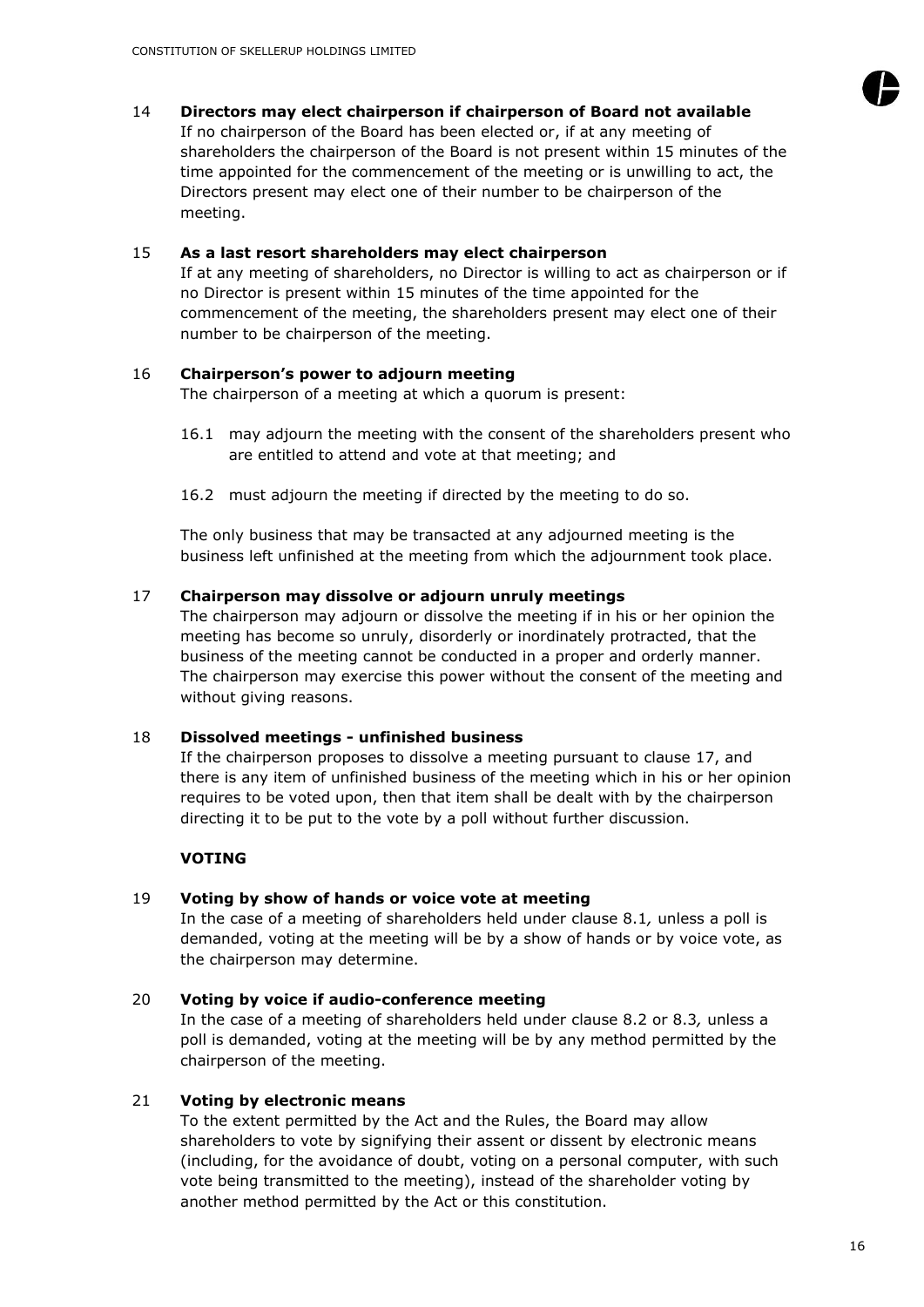14 **Directors may elect chairperson if chairperson of Board not available**
If no chairperson of the Board has been elected or, if at any meeting of shareholders the chairperson of the Board is not present within 15 minutes of the time appointed for the commencement of the meeting or is unwilling to act, the Directors present may elect one of their number to be chairperson of the meeting.

15 **As a last resort shareholders may elect chairperson**
If at any meeting of shareholders, no Director is willing to act as chairperson or if no Director is present within 15 minutes of the time appointed for the commencement of the meeting, the shareholders present may elect one of their number to be chairperson of the meeting.

16 **Chairperson's power to adjourn meeting**
The chairperson of a meeting at which a quorum is present:

16.1 may adjourn the meeting with the consent of the shareholders present who are entitled to attend and vote at that meeting; and

16.2 must adjourn the meeting if directed by the meeting to do so.

The only business that may be transacted at any adjourned meeting is the business left unfinished at the meeting from which the adjournment took place.

17 **Chairperson may dissolve or adjourn unruly meetings**
The chairperson may adjourn or dissolve the meeting if in his or her opinion the meeting has become so unruly, disorderly or inordinately protracted, that the business of the meeting cannot be conducted in a proper and orderly manner. The chairperson may exercise this power without the consent of the meeting and without giving reasons.

18 **Dissolved meetings - unfinished business**
If the chairperson proposes to dissolve a meeting pursuant to clause 17, and there is any item of unfinished business of the meeting which in his or her opinion requires to be voted upon, then that item shall be dealt with by the chairperson directing it to be put to the vote by a poll without further discussion.

## VOTING

19 **Voting by show of hands or voice vote at meeting**
In the case of a meeting of shareholders held under clause 8.1*,* unless a poll is demanded, voting at the meeting will be by a show of hands or by voice vote, as the chairperson may determine.

20 **Voting by voice if audio-conference meeting**
In the case of a meeting of shareholders held under clause 8.2 or 8.3*,* unless a poll is demanded, voting at the meeting will be by any method permitted by the chairperson of the meeting.

21 **Voting by electronic means**
To the extent permitted by the Act and the Rules, the Board may allow shareholders to vote by signifying their assent or dissent by electronic means (including, for the avoidance of doubt, voting on a personal computer, with such vote being transmitted to the meeting), instead of the shareholder voting by another method permitted by the Act or this constitution.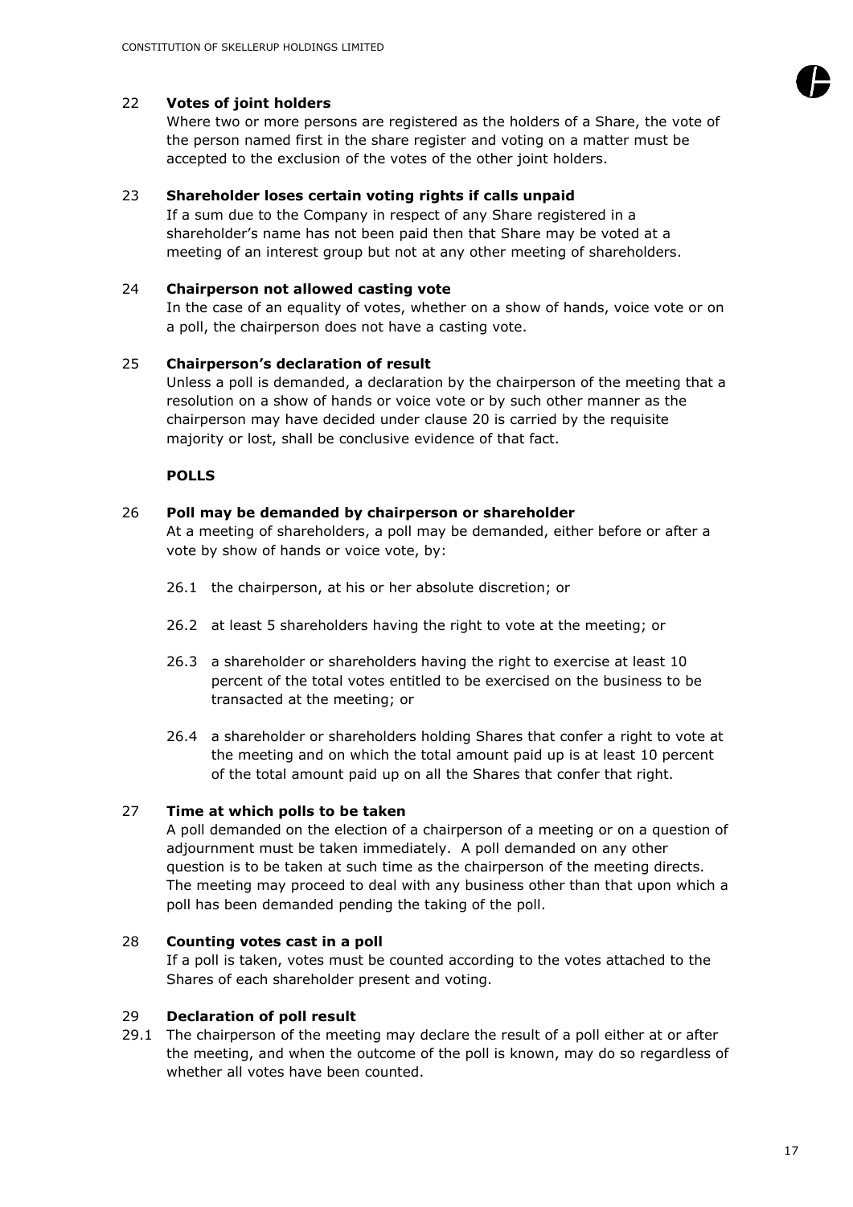## 22 Votes of joint holders

Where two or more persons are registered as the holders of a Share, the vote of the person named first in the share register and voting on a matter must be accepted to the exclusion of the votes of the other joint holders.

## 23 Shareholder loses certain voting rights if calls unpaid

If a sum due to the Company in respect of any Share registered in a shareholder's name has not been paid then that Share may be voted at a meeting of an interest group but not at any other meeting of shareholders.

## 24 Chairperson not allowed casting vote

In the case of an equality of votes, whether on a show of hands, voice vote or on a poll, the chairperson does not have a casting vote.

## 25 Chairperson's declaration of result

Unless a poll is demanded, a declaration by the chairperson of the meeting that a resolution on a show of hands or voice vote or by such other manner as the chairperson may have decided under clause 20 is carried by the requisite majority or lost, shall be conclusive evidence of that fact.

**POLLS**

## 26 Poll may be demanded by chairperson or shareholder

At a meeting of shareholders, a poll may be demanded, either before or after a vote by show of hands or voice vote, by:

26.1 the chairperson, at his or her absolute discretion; or

26.2 at least 5 shareholders having the right to vote at the meeting; or

26.3 a shareholder or shareholders having the right to exercise at least 10 percent of the total votes entitled to be exercised on the business to be transacted at the meeting; or

26.4 a shareholder or shareholders holding Shares that confer a right to vote at the meeting and on which the total amount paid up is at least 10 percent of the total amount paid up on all the Shares that confer that right.

## 27 Time at which polls to be taken

A poll demanded on the election of a chairperson of a meeting or on a question of adjournment must be taken immediately. A poll demanded on any other question is to be taken at such time as the chairperson of the meeting directs. The meeting may proceed to deal with any business other than that upon which a poll has been demanded pending the taking of the poll.

## 28 Counting votes cast in a poll

If a poll is taken, votes must be counted according to the votes attached to the Shares of each shareholder present and voting.

## 29 Declaration of poll result

29.1 The chairperson of the meeting may declare the result of a poll either at or after the meeting, and when the outcome of the poll is known, may do so regardless of whether all votes have been counted.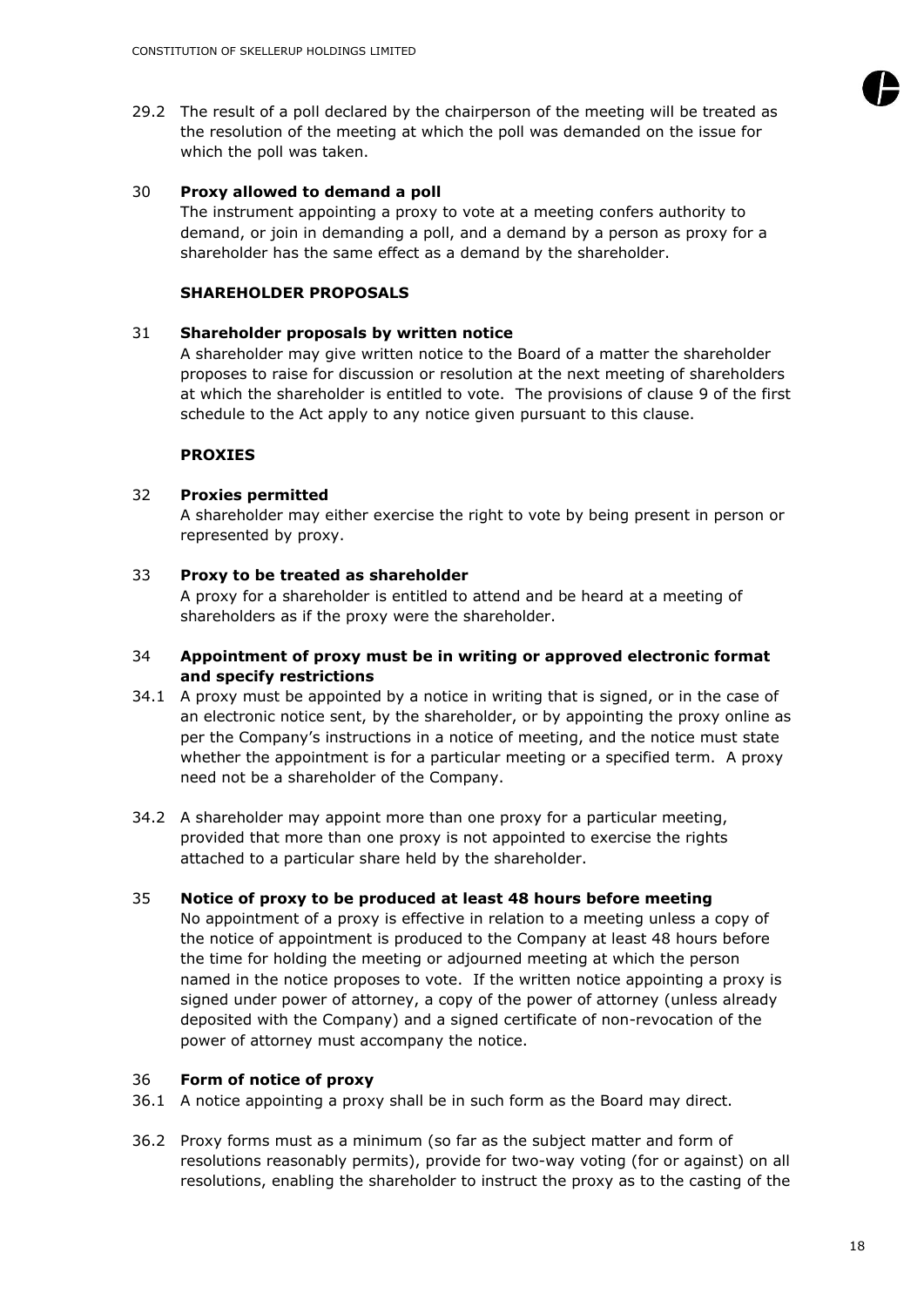29.2 The result of a poll declared by the chairperson of the meeting will be treated as the resolution of the meeting at which the poll was demanded on the issue for which the poll was taken.

30 **Proxy allowed to demand a poll**

The instrument appointing a proxy to vote at a meeting confers authority to demand, or join in demanding a poll, and a demand by a person as proxy for a shareholder has the same effect as a demand by the shareholder.

**SHAREHOLDER PROPOSALS**

31 **Shareholder proposals by written notice**

A shareholder may give written notice to the Board of a matter the shareholder proposes to raise for discussion or resolution at the next meeting of shareholders at which the shareholder is entitled to vote. The provisions of clause 9 of the first schedule to the Act apply to any notice given pursuant to this clause.

**PROXIES**

32 **Proxies permitted**

A shareholder may either exercise the right to vote by being present in person or represented by proxy.

33 **Proxy to be treated as shareholder**

A proxy for a shareholder is entitled to attend and be heard at a meeting of shareholders as if the proxy were the shareholder.

34 **Appointment of proxy must be in writing or approved electronic format and specify restrictions**

34.1 A proxy must be appointed by a notice in writing that is signed, or in the case of an electronic notice sent, by the shareholder, or by appointing the proxy online as per the Company's instructions in a notice of meeting, and the notice must state whether the appointment is for a particular meeting or a specified term. A proxy need not be a shareholder of the Company.

34.2 A shareholder may appoint more than one proxy for a particular meeting, provided that more than one proxy is not appointed to exercise the rights attached to a particular share held by the shareholder.

35 **Notice of proxy to be produced at least 48 hours before meeting**

No appointment of a proxy is effective in relation to a meeting unless a copy of the notice of appointment is produced to the Company at least 48 hours before the time for holding the meeting or adjourned meeting at which the person named in the notice proposes to vote. If the written notice appointing a proxy is signed under power of attorney, a copy of the power of attorney (unless already deposited with the Company) and a signed certificate of non-revocation of the power of attorney must accompany the notice.

36 **Form of notice of proxy**

36.1 A notice appointing a proxy shall be in such form as the Board may direct.

36.2 Proxy forms must as a minimum (so far as the subject matter and form of resolutions reasonably permits), provide for two-way voting (for or against) on all resolutions, enabling the shareholder to instruct the proxy as to the casting of the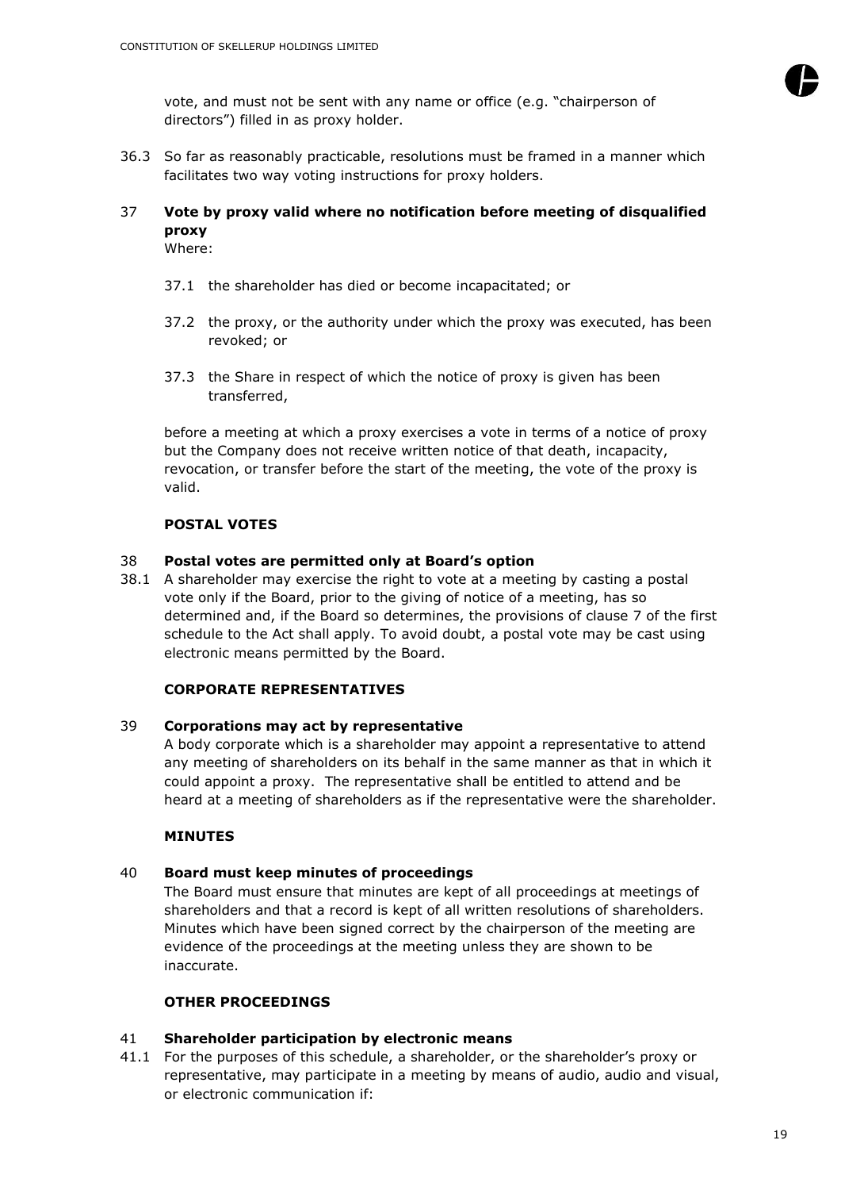vote, and must not be sent with any name or office (e.g. "chairperson of directors") filled in as proxy holder.

36.3 So far as reasonably practicable, resolutions must be framed in a manner which facilitates two way voting instructions for proxy holders.

### 37 Vote by proxy valid where no notification before meeting of disqualified proxy

Where:

37.1 the shareholder has died or become incapacitated; or

37.2 the proxy, or the authority under which the proxy was executed, has been revoked; or

37.3 the Share in respect of which the notice of proxy is given has been transferred,

before a meeting at which a proxy exercises a vote in terms of a notice of proxy but the Company does not receive written notice of that death, incapacity, revocation, or transfer before the start of the meeting, the vote of the proxy is valid.

## POSTAL VOTES

### 38 Postal votes are permitted only at Board's option

38.1 A shareholder may exercise the right to vote at a meeting by casting a postal vote only if the Board, prior to the giving of notice of a meeting, has so determined and, if the Board so determines, the provisions of clause 7 of the first schedule to the Act shall apply. To avoid doubt, a postal vote may be cast using electronic means permitted by the Board.

## CORPORATE REPRESENTATIVES

### 39 Corporations may act by representative

A body corporate which is a shareholder may appoint a representative to attend any meeting of shareholders on its behalf in the same manner as that in which it could appoint a proxy. The representative shall be entitled to attend and be heard at a meeting of shareholders as if the representative were the shareholder.

## MINUTES

### 40 Board must keep minutes of proceedings

The Board must ensure that minutes are kept of all proceedings at meetings of shareholders and that a record is kept of all written resolutions of shareholders. Minutes which have been signed correct by the chairperson of the meeting are evidence of the proceedings at the meeting unless they are shown to be inaccurate.

## OTHER PROCEEDINGS

### 41 Shareholder participation by electronic means

41.1 For the purposes of this schedule, a shareholder, or the shareholder's proxy or representative, may participate in a meeting by means of audio, audio and visual, or electronic communication if: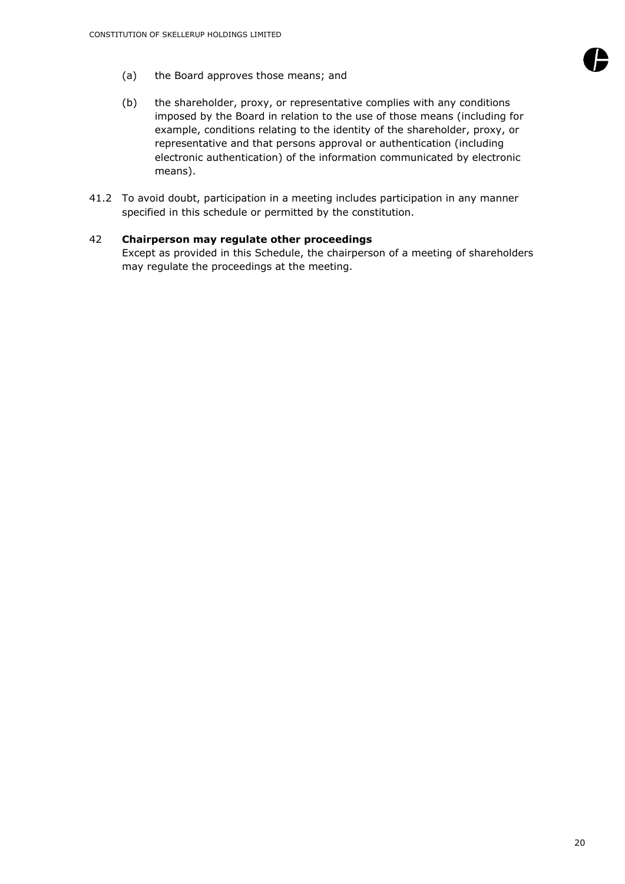(a) the Board approves those means; and

(b) the shareholder, proxy, or representative complies with any conditions imposed by the Board in relation to the use of those means (including for example, conditions relating to the identity of the shareholder, proxy, or representative and that persons approval or authentication (including electronic authentication) of the information communicated by electronic means).

41.2 To avoid doubt, participation in a meeting includes participation in any manner specified in this schedule or permitted by the constitution.

### 42 Chairperson may regulate other proceedings

Except as provided in this Schedule, the chairperson of a meeting of shareholders may regulate the proceedings at the meeting.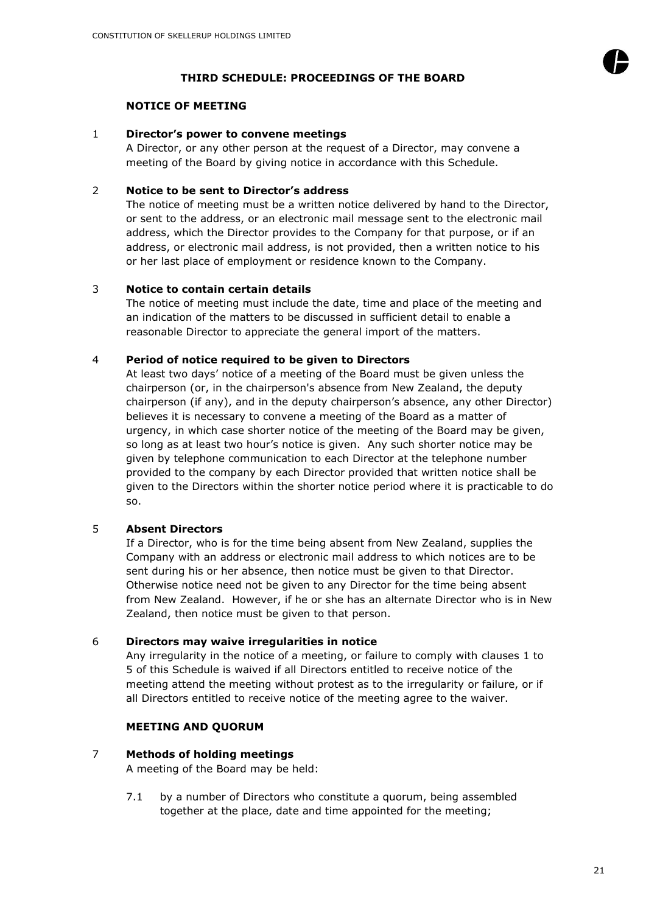## THIRD SCHEDULE: PROCEEDINGS OF THE BOARD

### NOTICE OF MEETING

1 **Director's power to convene meetings**
A Director, or any other person at the request of a Director, may convene a meeting of the Board by giving notice in accordance with this Schedule.

2 **Notice to be sent to Director's address**
The notice of meeting must be a written notice delivered by hand to the Director, or sent to the address, or an electronic mail message sent to the electronic mail address, which the Director provides to the Company for that purpose, or if an address, or electronic mail address, is not provided, then a written notice to his or her last place of employment or residence known to the Company.

3 **Notice to contain certain details**
The notice of meeting must include the date, time and place of the meeting and an indication of the matters to be discussed in sufficient detail to enable a reasonable Director to appreciate the general import of the matters.

4 **Period of notice required to be given to Directors**
At least two days' notice of a meeting of the Board must be given unless the chairperson (or, in the chairperson's absence from New Zealand, the deputy chairperson (if any), and in the deputy chairperson's absence, any other Director) believes it is necessary to convene a meeting of the Board as a matter of urgency, in which case shorter notice of the meeting of the Board may be given, so long as at least two hour's notice is given. Any such shorter notice may be given by telephone communication to each Director at the telephone number provided to the company by each Director provided that written notice shall be given to the Directors within the shorter notice period where it is practicable to do so.

5 **Absent Directors**
If a Director, who is for the time being absent from New Zealand, supplies the Company with an address or electronic mail address to which notices are to be sent during his or her absence, then notice must be given to that Director. Otherwise notice need not be given to any Director for the time being absent from New Zealand. However, if he or she has an alternate Director who is in New Zealand, then notice must be given to that person.

6 **Directors may waive irregularities in notice**
Any irregularity in the notice of a meeting, or failure to comply with clauses 1 to 5 of this Schedule is waived if all Directors entitled to receive notice of the meeting attend the meeting without protest as to the irregularity or failure, or if all Directors entitled to receive notice of the meeting agree to the waiver.

### MEETING AND QUORUM

7 **Methods of holding meetings**
A meeting of the Board may be held:

7.1 by a number of Directors who constitute a quorum, being assembled together at the place, date and time appointed for the meeting;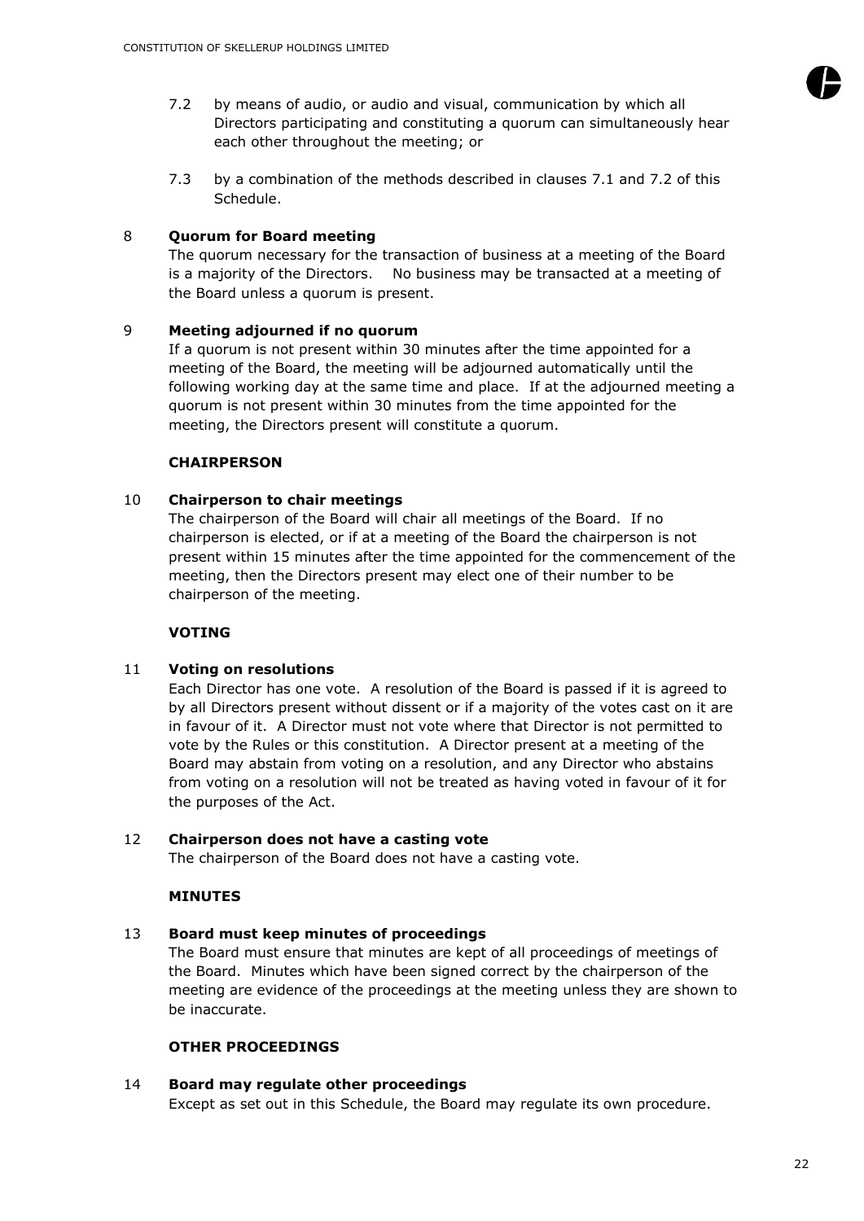7.2 by means of audio, or audio and visual, communication by which all Directors participating and constituting a quorum can simultaneously hear each other throughout the meeting; or

7.3 by a combination of the methods described in clauses 7.1 and 7.2 of this Schedule.

### 8 Quorum for Board meeting

The quorum necessary for the transaction of business at a meeting of the Board is a majority of the Directors. No business may be transacted at a meeting of the Board unless a quorum is present.

### 9 Meeting adjourned if no quorum

If a quorum is not present within 30 minutes after the time appointed for a meeting of the Board, the meeting will be adjourned automatically until the following working day at the same time and place. If at the adjourned meeting a quorum is not present within 30 minutes from the time appointed for the meeting, the Directors present will constitute a quorum.

## CHAIRPERSON

### 10 Chairperson to chair meetings

The chairperson of the Board will chair all meetings of the Board. If no chairperson is elected, or if at a meeting of the Board the chairperson is not present within 15 minutes after the time appointed for the commencement of the meeting, then the Directors present may elect one of their number to be chairperson of the meeting.

## VOTING

### 11 Voting on resolutions

Each Director has one vote. A resolution of the Board is passed if it is agreed to by all Directors present without dissent or if a majority of the votes cast on it are in favour of it. A Director must not vote where that Director is not permitted to vote by the Rules or this constitution. A Director present at a meeting of the Board may abstain from voting on a resolution, and any Director who abstains from voting on a resolution will not be treated as having voted in favour of it for the purposes of the Act.

### 12 Chairperson does not have a casting vote

The chairperson of the Board does not have a casting vote.

## MINUTES

### 13 Board must keep minutes of proceedings

The Board must ensure that minutes are kept of all proceedings of meetings of the Board. Minutes which have been signed correct by the chairperson of the meeting are evidence of the proceedings at the meeting unless they are shown to be inaccurate.

## OTHER PROCEEDINGS

### 14 Board may regulate other proceedings

Except as set out in this Schedule, the Board may regulate its own procedure.